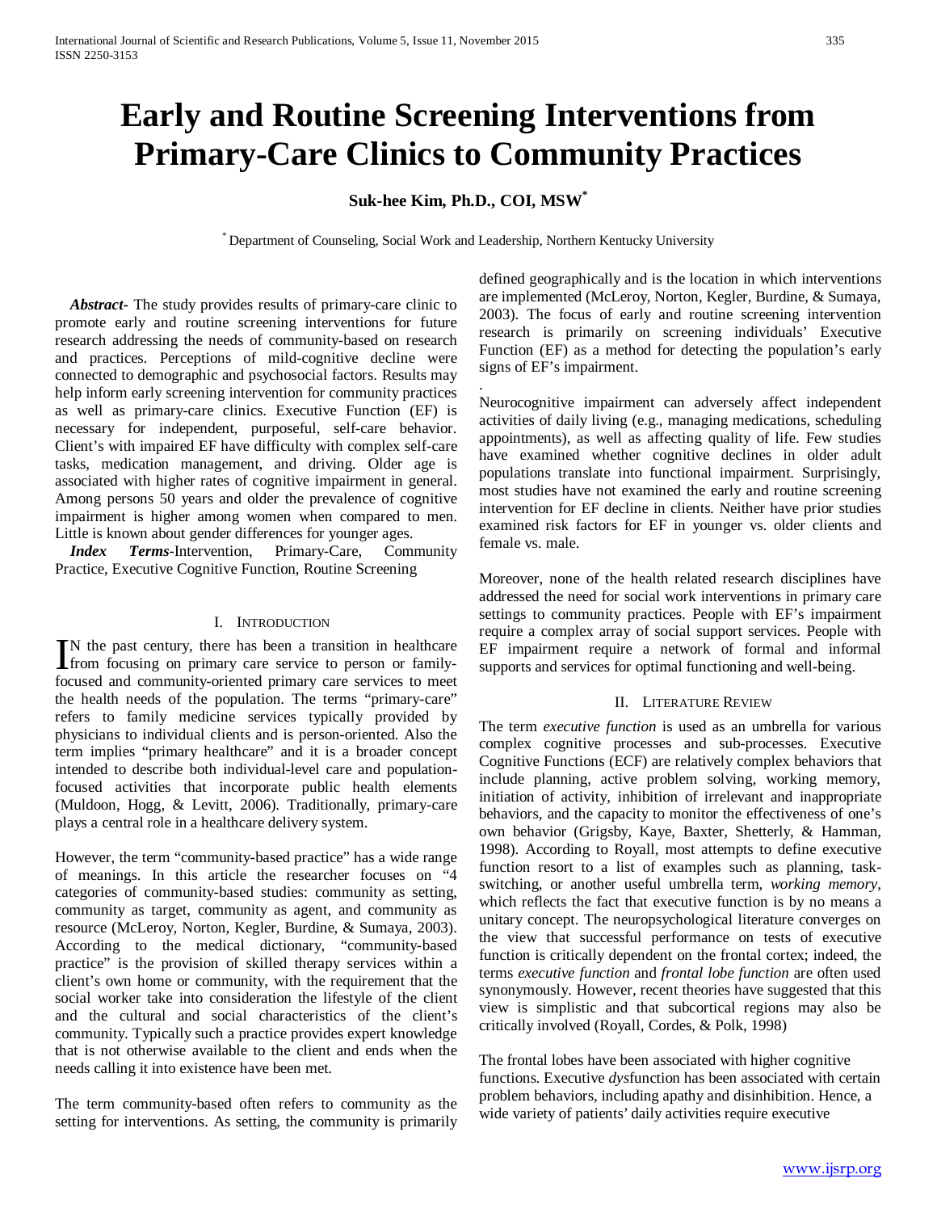# Early and Routine Screening Interventions from Primary-Care Clinics to Community Practices

**Suk-hee Kim, Ph.D., COI, MSW***

\* Department of Counseling, Social Work and Leadership, Northern Kentucky University

***Abstract*-** The study provides results of primary-care clinic to promote early and routine screening interventions for future research addressing the needs of community-based on research and practices. Perceptions of mild-cognitive decline were connected to demographic and psychosocial factors. Results may help inform early screening intervention for community practices as well as primary-care clinics. Executive Function (EF) is necessary for independent, purposeful, self-care behavior. Client's with impaired EF have difficulty with complex self-care tasks, medication management, and driving. Older age is associated with higher rates of cognitive impairment in general. Among persons 50 years and older the prevalence of cognitive impairment is higher among women when compared to men. Little is known about gender differences for younger ages.

***Index Terms*-**Intervention, Primary-Care, Community Practice, Executive Cognitive Function, Routine Screening

## I. Introduction

In the past century, there has been a transition in healthcare from focusing on primary care service to person or family-focused and community-oriented primary care services to meet the health needs of the population. The terms "primary-care" refers to family medicine services typically provided by physicians to individual clients and is person-oriented. Also the term implies "primary healthcare" and it is a broader concept intended to describe both individual-level care and population-focused activities that incorporate public health elements (Muldoon, Hogg, & Levitt, 2006). Traditionally, primary-care plays a central role in a healthcare delivery system.

However, the term "community-based practice" has a wide range of meanings. In this article the researcher focuses on "4 categories of community-based studies: community as setting, community as target, community as agent, and community as resource (McLeroy, Norton, Kegler, Burdine, & Sumaya, 2003). According to the medical dictionary, "community-based practice" is the provision of skilled therapy services within a client's own home or community, with the requirement that the social worker take into consideration the lifestyle of the client and the cultural and social characteristics of the client's community. Typically such a practice provides expert knowledge that is not otherwise available to the client and ends when the needs calling it into existence have been met.

The term community-based often refers to community as the setting for interventions. As setting, the community is primarily defined geographically and is the location in which interventions are implemented (McLeroy, Norton, Kegler, Burdine, & Sumaya, 2003). The focus of early and routine screening intervention research is primarily on screening individuals' Executive Function (EF) as a method for detecting the population's early signs of EF's impairment.

.

Neurocognitive impairment can adversely affect independent activities of daily living (e.g., managing medications, scheduling appointments), as well as affecting quality of life. Few studies have examined whether cognitive declines in older adult populations translate into functional impairment. Surprisingly, most studies have not examined the early and routine screening intervention for EF decline in clients. Neither have prior studies examined risk factors for EF in younger vs. older clients and female vs. male.

Moreover, none of the health related research disciplines have addressed the need for social work interventions in primary care settings to community practices. People with EF's impairment require a complex array of social support services. People with EF impairment require a network of formal and informal supports and services for optimal functioning and well-being.

## II. Literature Review

The term *executive function* is used as an umbrella for various complex cognitive processes and sub-processes. Executive Cognitive Functions (ECF) are relatively complex behaviors that include planning, active problem solving, working memory, initiation of activity, inhibition of irrelevant and inappropriate behaviors, and the capacity to monitor the effectiveness of one's own behavior (Grigsby, Kaye, Baxter, Shetterly, & Hamman, 1998). According to Royall, most attempts to define executive function resort to a list of examples such as planning, task-switching, or another useful umbrella term, *working memory*, which reflects the fact that executive function is by no means a unitary concept. The neuropsychological literature converges on the view that successful performance on tests of executive function is critically dependent on the frontal cortex; indeed, the terms *executive function* and *frontal lobe function* are often used synonymously. However, recent theories have suggested that this view is simplistic and that subcortical regions may also be critically involved (Royall, Cordes, & Polk, 1998)

The frontal lobes have been associated with higher cognitive functions. Executive *dys*function has been associated with certain problem behaviors, including apathy and disinhibition. Hence, a wide variety of patients' daily activities require executive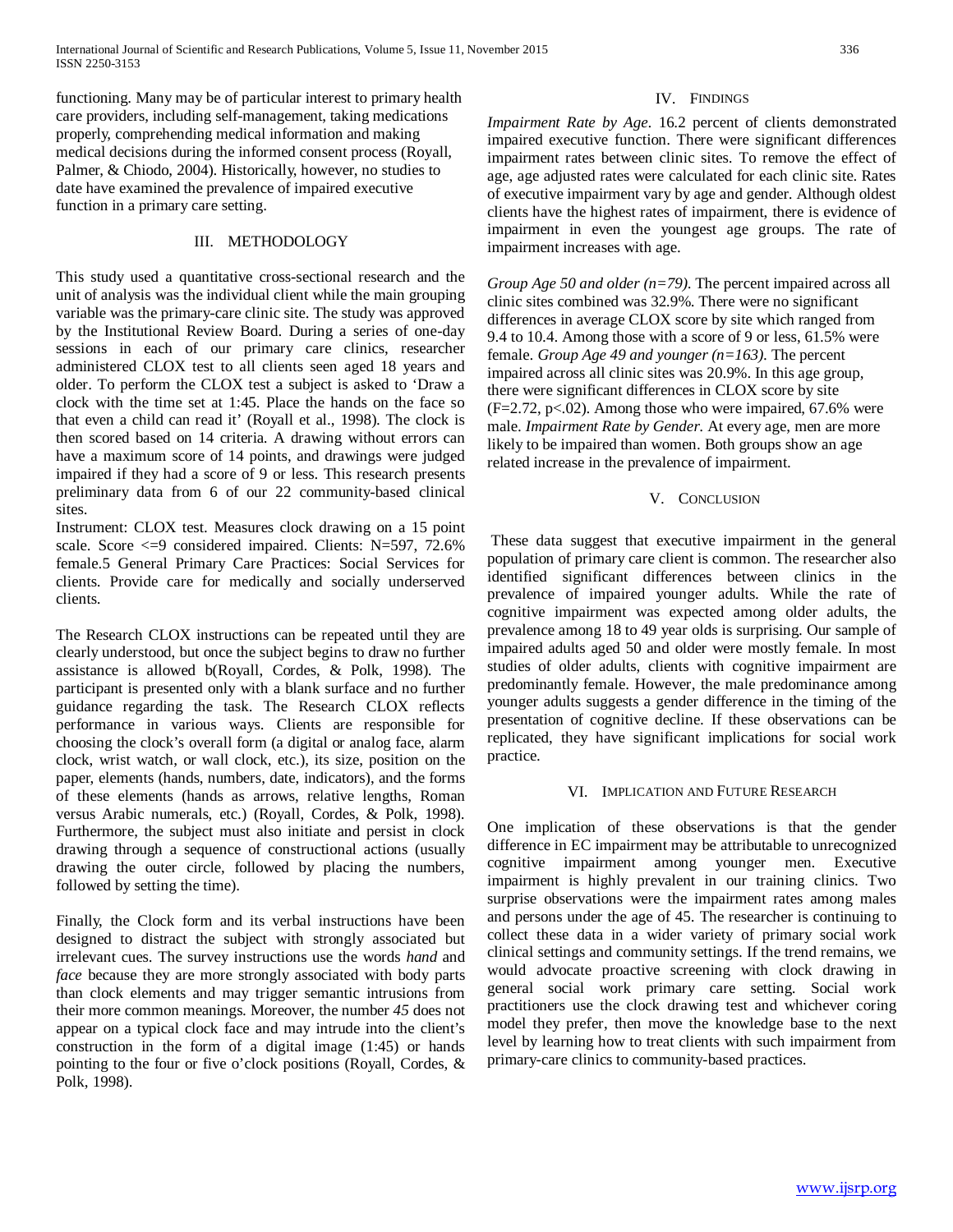functioning. Many may be of particular interest to primary health care providers, including self-management, taking medications properly, comprehending medical information and making medical decisions during the informed consent process (Royall, Palmer, & Chiodo, 2004). Historically, however, no studies to date have examined the prevalence of impaired executive function in a primary care setting.

## III. Methodology

This study used a quantitative cross-sectional research and the unit of analysis was the individual client while the main grouping variable was the primary-care clinic site. The study was approved by the Institutional Review Board. During a series of one-day sessions in each of our primary care clinics, researcher administered CLOX test to all clients seen aged 18 years and older. To perform the CLOX test a subject is asked to 'Draw a clock with the time set at 1:45. Place the hands on the face so that even a child can read it' (Royall et al., 1998). The clock is then scored based on 14 criteria. A drawing without errors can have a maximum score of 14 points, and drawings were judged impaired if they had a score of 9 or less. This research presents preliminary data from 6 of our 22 community-based clinical sites.

Instrument: CLOX test. Measures clock drawing on a 15 point scale. Score <=9 considered impaired. Clients: N=597, 72.6% female.5 General Primary Care Practices: Social Services for clients. Provide care for medically and socially underserved clients.

The Research CLOX instructions can be repeated until they are clearly understood, but once the subject begins to draw no further assistance is allowed b(Royall, Cordes, & Polk, 1998). The participant is presented only with a blank surface and no further guidance regarding the task. The Research CLOX reflects performance in various ways. Clients are responsible for choosing the clock's overall form (a digital or analog face, alarm clock, wrist watch, or wall clock, etc.), its size, position on the paper, elements (hands, numbers, date, indicators), and the forms of these elements (hands as arrows, relative lengths, Roman versus Arabic numerals, etc.) (Royall, Cordes, & Polk, 1998). Furthermore, the subject must also initiate and persist in clock drawing through a sequence of constructional actions (usually drawing the outer circle, followed by placing the numbers, followed by setting the time).

Finally, the Clock form and its verbal instructions have been designed to distract the subject with strongly associated but irrelevant cues. The survey instructions use the words *hand* and *face* because they are more strongly associated with body parts than clock elements and may trigger semantic intrusions from their more common meanings. Moreover, the number *45* does not appear on a typical clock face and may intrude into the client's construction in the form of a digital image (1:45) or hands pointing to the four or five o'clock positions (Royall, Cordes, & Polk, 1998).

## IV. Findings

*Impairment Rate by Age*. 16.2 percent of clients demonstrated impaired executive function. There were significant differences impairment rates between clinic sites. To remove the effect of age, age adjusted rates were calculated for each clinic site. Rates of executive impairment vary by age and gender. Although oldest clients have the highest rates of impairment, there is evidence of impairment in even the youngest age groups. The rate of impairment increases with age.

*Group Age 50 and older (n=79).* The percent impaired across all clinic sites combined was 32.9%. There were no significant differences in average CLOX score by site which ranged from 9.4 to 10.4. Among those with a score of 9 or less, 61.5% were female. *Group Age 49 and younger (n=163).* The percent impaired across all clinic sites was 20.9%. In this age group, there were significant differences in CLOX score by site ($F=2.72$, $p<.02$). Among those who were impaired, 67.6% were male. *Impairment Rate by Gender.* At every age, men are more likely to be impaired than women. Both groups show an age related increase in the prevalence of impairment.

## V. Conclusion

These data suggest that executive impairment in the general population of primary care client is common. The researcher also identified significant differences between clinics in the prevalence of impaired younger adults. While the rate of cognitive impairment was expected among older adults, the prevalence among 18 to 49 year olds is surprising. Our sample of impaired adults aged 50 and older were mostly female. In most studies of older adults, clients with cognitive impairment are predominantly female. However, the male predominance among younger adults suggests a gender difference in the timing of the presentation of cognitive decline. If these observations can be replicated, they have significant implications for social work practice.

## VI. Implication and Future Research

One implication of these observations is that the gender difference in EC impairment may be attributable to unrecognized cognitive impairment among younger men. Executive impairment is highly prevalent in our training clinics. Two surprise observations were the impairment rates among males and persons under the age of 45. The researcher is continuing to collect these data in a wider variety of primary social work clinical settings and community settings. If the trend remains, we would advocate proactive screening with clock drawing in general social work primary care setting. Social work practitioners use the clock drawing test and whichever coring model they prefer, then move the knowledge base to the next level by learning how to treat clients with such impairment from primary-care clinics to community-based practices.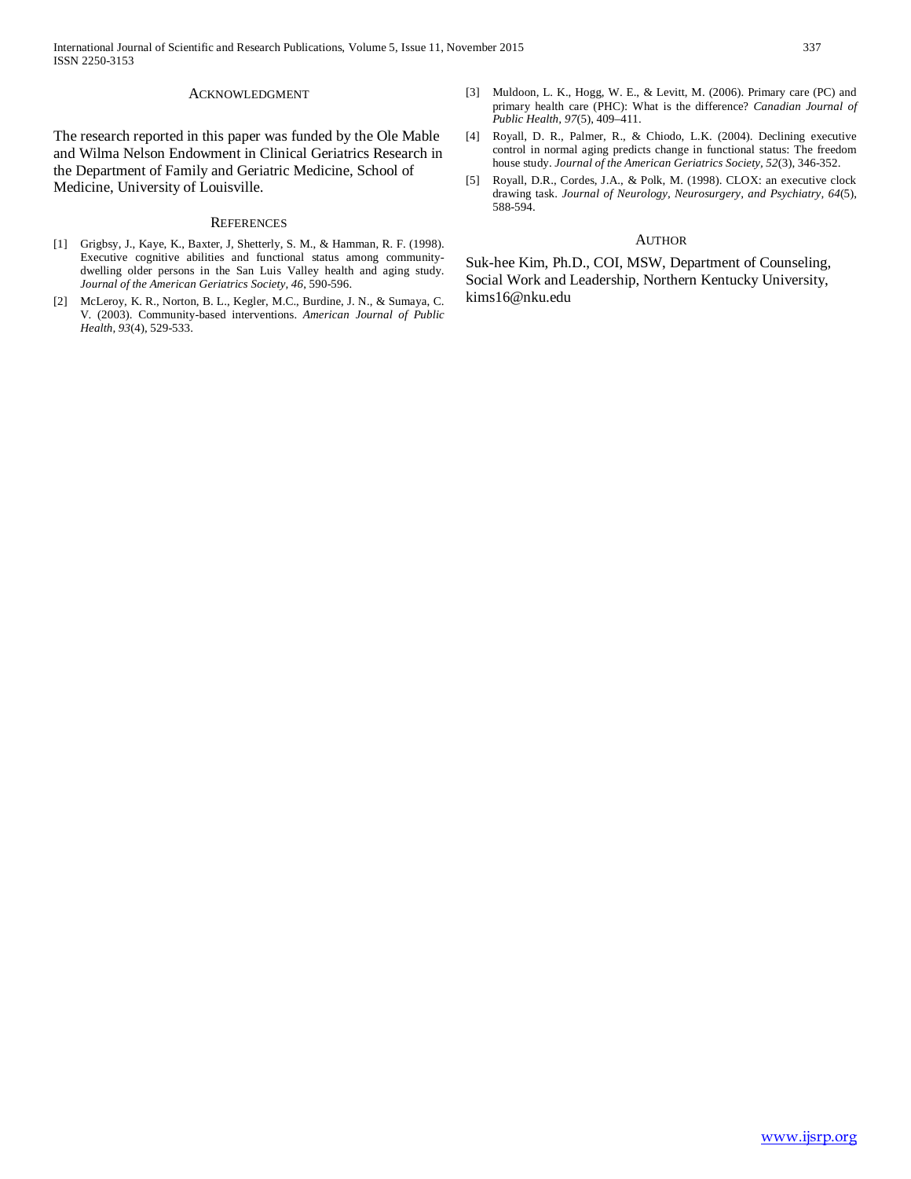## ACKNOWLEDGMENT

The research reported in this paper was funded by the Ole Mable and Wilma Nelson Endowment in Clinical Geriatrics Research in the Department of Family and Geriatric Medicine, School of Medicine, University of Louisville.

## REFERENCES

[1] Grigbsy, J., Kaye, K., Baxter, J, Shetterly, S. M., & Hamman, R. F. (1998). Executive cognitive abilities and functional status among community-dwelling older persons in the San Luis Valley health and aging study. *Journal of the American Geriatrics Society, 46*, 590-596.

[2] McLeroy, K. R., Norton, B. L., Kegler, M.C., Burdine, J. N., & Sumaya, C. V. (2003). Community-based interventions. *American Journal of Public Health, 93*(4), 529-533.

[3] Muldoon, L. K., Hogg, W. E., & Levitt, M. (2006). Primary care (PC) and primary health care (PHC): What is the difference? *Canadian Journal of Public Health, 97*(5), 409–411.

[4] Royall, D. R., Palmer, R., & Chiodo, L.K. (2004). Declining executive control in normal aging predicts change in functional status: The freedom house study. *Journal of the American Geriatrics Society, 52*(3), 346-352.

[5] Royall, D.R., Cordes, J.A., & Polk, M. (1998). CLOX: an executive clock drawing task. *Journal of Neurology, Neurosurgery, and Psychiatry, 64*(5), 588-594.

## AUTHOR

Suk-hee Kim, Ph.D., COI, MSW, Department of Counseling, Social Work and Leadership, Northern Kentucky University, kims16@nku.edu